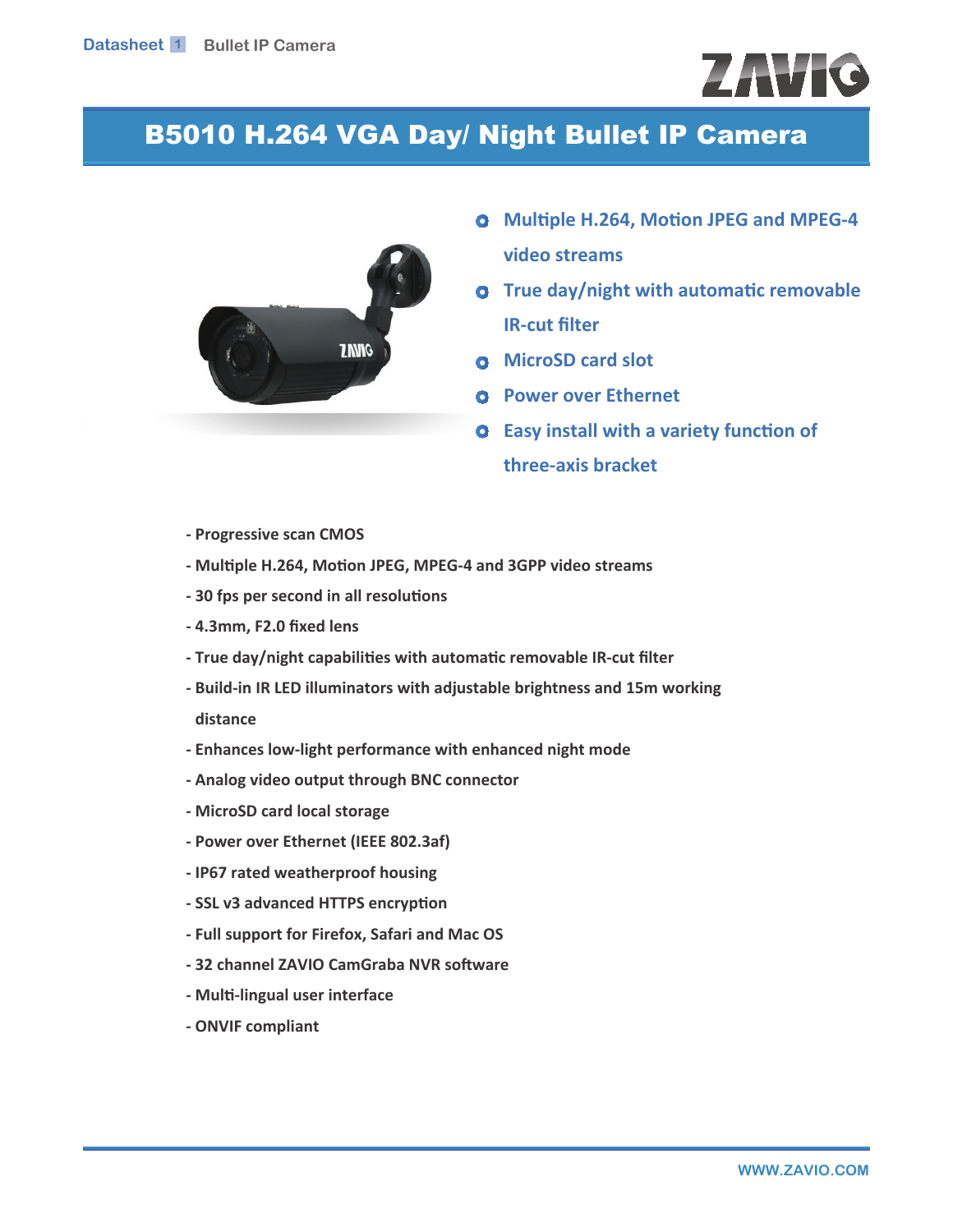Datasheet 1 Bullet IP Camera

# B5010 H.264 VGA Day/ Night Bullet IP Camera

- Multiple H.264, Motion JPEG and MPEG-4 video streams
- True day/night with automatic removable IR-cut filter
- MicroSD card slot
- Power over Ethernet
- Easy install with a variety function of three-axis bracket

- Progressive scan CMOS
- Multiple H.264, Motion JPEG, MPEG-4 and 3GPP video streams
- 30 fps per second in all resolutions
- 4.3mm, F2.0 fixed lens
- True day/night capabilities with automatic removable IR-cut filter
- Build-in IR LED illuminators with adjustable brightness and 15m working distance
- Enhances low-light performance with enhanced night mode
- Analog video output through BNC connector
- MicroSD card local storage
- Power over Ethernet (IEEE 802.3af)
- IP67 rated weatherproof housing
- SSL v3 advanced HTTPS encryption
- Full support for Firefox, Safari and Mac OS
- 32 channel ZAVIO CamGraba NVR software
- Multi-lingual user interface
- ONVIF compliant

WWW.ZAVIO.COM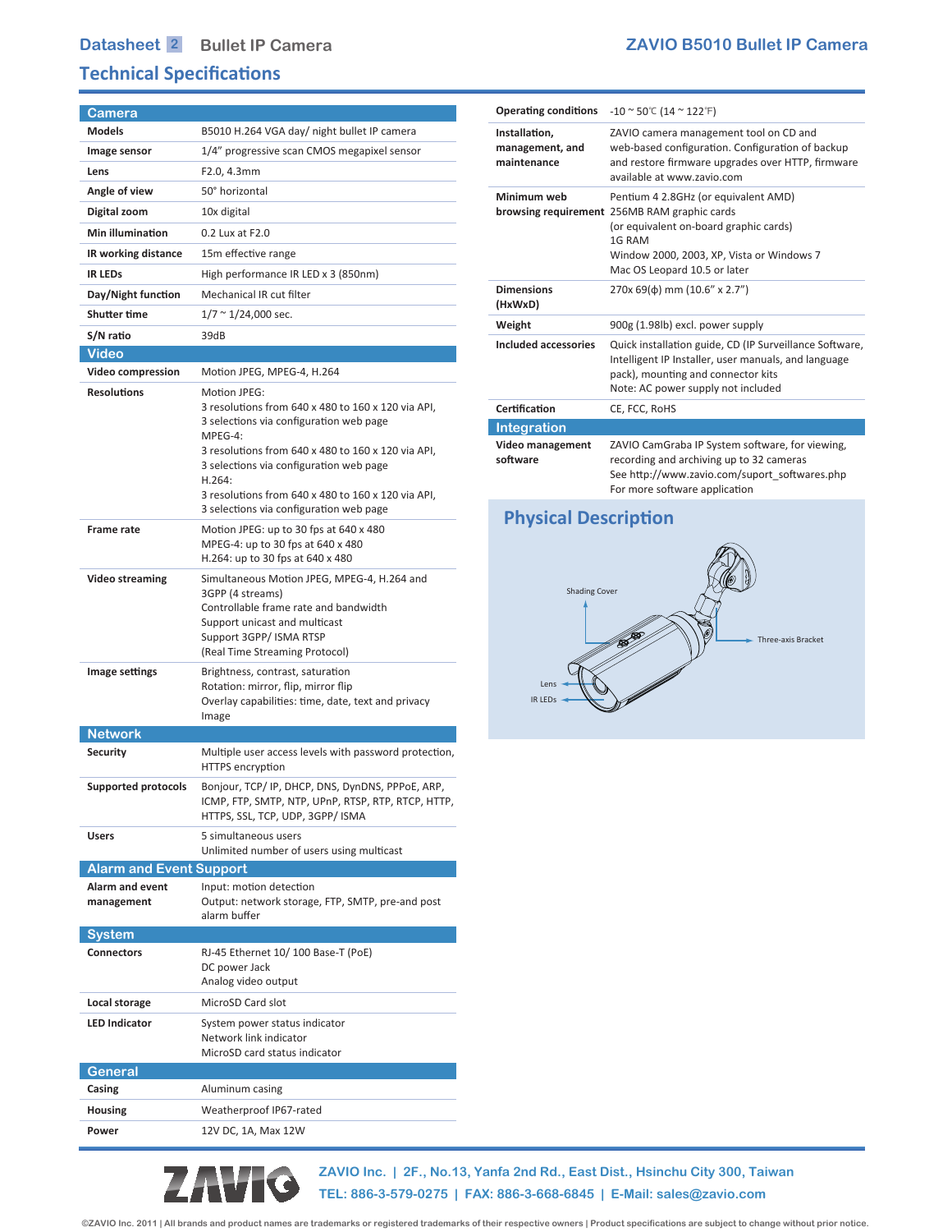# Datasheet 2 Bullet IP Camera

**ZAVIO B5010 Bullet IP Camera**

## Technical Specifications

### Camera

| | |
|---|---|
| **Models** | B5010 H.264 VGA day/ night bullet IP camera |
| **Image sensor** | 1/4" progressive scan CMOS megapixel sensor |
| **Lens** | F2.0, 4.3mm |
| **Angle of view** | 50° horizontal |
| **Digital zoom** | 10x digital |
| **Min illumination** | 0.2 Lux at F2.0 |
| **IR working distance** | 15m effective range |
| **IR LEDs** | High performance IR LED x 3 (850nm) |
| **Day/Night function** | Mechanical IR cut filter |
| **Shutter time** | 1/7 ~ 1/24,000 sec. |
| **S/N ratio** | 39dB |

### Video

| | |
|---|---|
| **Video compression** | Motion JPEG, MPEG-4, H.264 |
| **Resolutions** | Motion JPEG:<br>3 resolutions from 640 x 480 to 160 x 120 via API,<br>3 selections via configuration web page<br>MPEG-4:<br>3 resolutions from 640 x 480 to 160 x 120 via API,<br>3 selections via configuration web page<br>H.264:<br>3 resolutions from 640 x 480 to 160 x 120 via API,<br>3 selections via configuration web page |
| **Frame rate** | Motion JPEG: up to 30 fps at 640 x 480<br>MPEG-4: up to 30 fps at 640 x 480<br>H.264: up to 30 fps at 640 x 480 |
| **Video streaming** | Simultaneous Motion JPEG, MPEG-4, H.264 and 3GPP (4 streams)<br>Controllable frame rate and bandwidth<br>Support unicast and multicast<br>Support 3GPP/ ISMA RTSP<br>(Real Time Streaming Protocol) |
| **Image settings** | Brightness, contrast, saturation<br>Rotation: mirror, flip, mirror flip<br>Overlay capabilities: time, date, text and privacy Image |

### Network

| | |
|---|---|
| **Security** | Multiple user access levels with password protection, HTTPS encryption |
| **Supported protocols** | Bonjour, TCP/ IP, DHCP, DNS, DynDNS, PPPoE, ARP, ICMP, FTP, SMTP, NTP, UPnP, RTSP, RTP, RTCP, HTTP, HTTPS, SSL, TCP, UDP, 3GPP/ ISMA |
| **Users** | 5 simultaneous users<br>Unlimited number of users using multicast |

### Alarm and Event Support

| | |
|---|---|
| **Alarm and event management** | Input: motion detection<br>Output: network storage, FTP, SMTP, pre-and post alarm buffer |

### System

| | |
|---|---|
| **Connectors** | RJ-45 Ethernet 10/ 100 Base-T (PoE)<br>DC power Jack<br>Analog video output |
| **Local storage** | MicroSD Card slot |
| **LED Indicator** | System power status indicator<br>Network link indicator<br>MicroSD card status indicator |

### General

| | |
|---|---|
| **Casing** | Aluminum casing |
| **Housing** | Weatherproof IP67-rated |
| **Power** | 12V DC, 1A, Max 12W |
| **Operating conditions** | -10 ~ 50℃ (14 ~ 122℉) |
| **Installation, management, and maintenance** | ZAVIO camera management tool on CD and web-based configuration. Configuration of backup and restore firmware upgrades over HTTP, firmware available at www.zavio.com |
| **Minimum web browsing requirement** | Pentium 4 2.8GHz (or equivalent AMD)<br>256MB RAM graphic cards<br>(or equivalent on-board graphic cards)<br>1G RAM<br>Window 2000, 2003, XP, Vista or Windows 7<br>Mac OS Leopard 10.5 or later |
| **Dimensions (HxWxD)** | 270x 69(ϕ) mm (10.6" x 2.7") |
| **Weight** | 900g (1.98lb) excl. power supply |
| **Included accessories** | Quick installation guide, CD (IP Surveillance Software, Intelligent IP Installer, user manuals, and language pack), mounting and connector kits<br>Note: AC power supply not included |
| **Certification** | CE, FCC, RoHS |

### Integration

| | |
|---|---|
| **Video management software** | ZAVIO CamGraba IP System software, for viewing, recording and archiving up to 32 cameras<br>See http://www.zavio.com/suport_softwares.php<br>For more software application |

## Physical Description

Shading Cover

Three-axis Bracket

Lens

IR LEDs

ZAVIO Inc. | 2F., No.13, Yanfa 2nd Rd., East Dist., Hsinchu City 300, Taiwan

TEL: 886-3-579-0275 | FAX: 886-3-668-6845 | E-Mail: sales@zavio.com

©ZAVIO Inc. 2011 | All brands and product names are trademarks or registered trademarks of their respective owners | Product specifications are subject to change without prior notice.